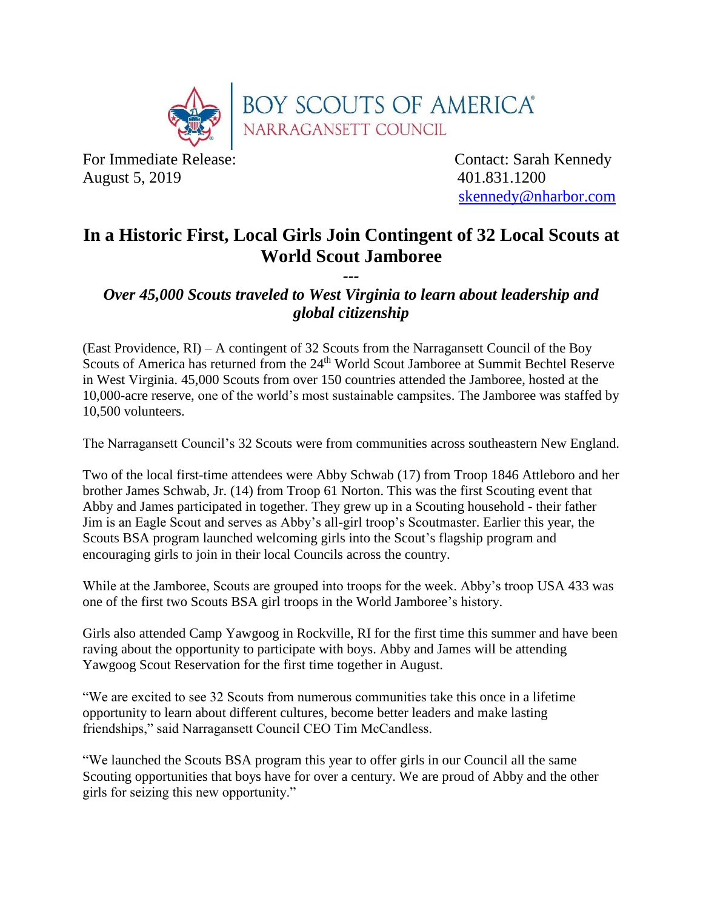BOY SCOUTS OF AMERICA®
NARRAGANSETT COUNCIL

For Immediate Release:
August 5, 2019

Contact: Sarah Kennedy
401.831.1200
skennedy@nharbor.com

# In a Historic First, Local Girls Join Contingent of 32 Local Scouts at World Scout Jamboree

---

### *Over 45,000 Scouts traveled to West Virginia to learn about leadership and global citizenship*

(East Providence, RI) – A contingent of 32 Scouts from the Narragansett Council of the Boy Scouts of America has returned from the 24th World Scout Jamboree at Summit Bechtel Reserve in West Virginia. 45,000 Scouts from over 150 countries attended the Jamboree, hosted at the 10,000-acre reserve, one of the world's most sustainable campsites. The Jamboree was staffed by 10,500 volunteers.

The Narragansett Council's 32 Scouts were from communities across southeastern New England.

Two of the local first-time attendees were Abby Schwab (17) from Troop 1846 Attleboro and her brother James Schwab, Jr. (14) from Troop 61 Norton. This was the first Scouting event that Abby and James participated in together. They grew up in a Scouting household - their father Jim is an Eagle Scout and serves as Abby's all-girl troop's Scoutmaster. Earlier this year, the Scouts BSA program launched welcoming girls into the Scout's flagship program and encouraging girls to join in their local Councils across the country.

While at the Jamboree, Scouts are grouped into troops for the week. Abby's troop USA 433 was one of the first two Scouts BSA girl troops in the World Jamboree's history.

Girls also attended Camp Yawgoog in Rockville, RI for the first time this summer and have been raving about the opportunity to participate with boys. Abby and James will be attending Yawgoog Scout Reservation for the first time together in August.

"We are excited to see 32 Scouts from numerous communities take this once in a lifetime opportunity to learn about different cultures, become better leaders and make lasting friendships," said Narragansett Council CEO Tim McCandless.

"We launched the Scouts BSA program this year to offer girls in our Council all the same Scouting opportunities that boys have for over a century. We are proud of Abby and the other girls for seizing this new opportunity."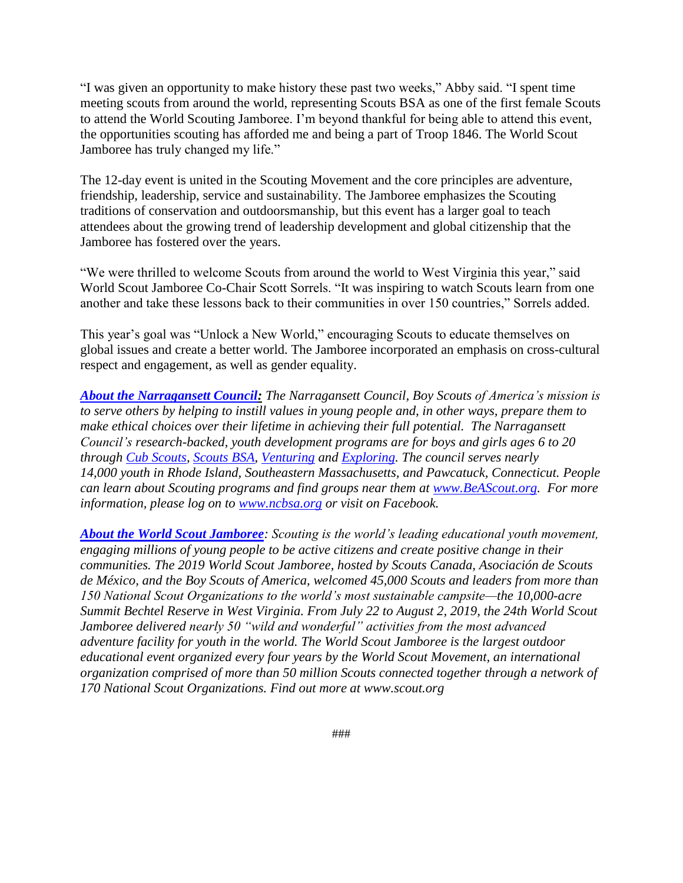"I was given an opportunity to make history these past two weeks," Abby said. "I spent time meeting scouts from around the world, representing Scouts BSA as one of the first female Scouts to attend the World Scouting Jamboree. I'm beyond thankful for being able to attend this event, the opportunities scouting has afforded me and being a part of Troop 1846. The World Scout Jamboree has truly changed my life."

The 12-day event is united in the Scouting Movement and the core principles are adventure, friendship, leadership, service and sustainability. The Jamboree emphasizes the Scouting traditions of conservation and outdoorsmanship, but this event has a larger goal to teach attendees about the growing trend of leadership development and global citizenship that the Jamboree has fostered over the years.

"We were thrilled to welcome Scouts from around the world to West Virginia this year," said World Scout Jamboree Co-Chair Scott Sorrels. "It was inspiring to watch Scouts learn from one another and take these lessons back to their communities in over 150 countries," Sorrels added.

This year's goal was "Unlock a New World," encouraging Scouts to educate themselves on global issues and create a better world. The Jamboree incorporated an emphasis on cross-cultural respect and engagement, as well as gender equality.

***About the Narragansett Council:*** *The Narragansett Council, Boy Scouts of America's mission is to serve others by helping to instill values in young people and, in other ways, prepare them to make ethical choices over their lifetime in achieving their full potential. The Narragansett Council's research-backed, youth development programs are for boys and girls ages 6 to 20 through Cub Scouts, Scouts BSA, Venturing and Exploring. The council serves nearly 14,000 youth in Rhode Island, Southeastern Massachusetts, and Pawcatuck, Connecticut. People can learn about Scouting programs and find groups near them at www.BeAScout.org. For more information, please log on to www.ncbsa.org or visit on Facebook.*

***About the World Scout Jamboree****: Scouting is the world's leading educational youth movement, engaging millions of young people to be active citizens and create positive change in their communities. The 2019 World Scout Jamboree, hosted by Scouts Canada, Asociación de Scouts de México, and the Boy Scouts of America, welcomed 45,000 Scouts and leaders from more than 150 National Scout Organizations to the world's most sustainable campsite—the 10,000-acre Summit Bechtel Reserve in West Virginia. From July 22 to August 2, 2019, the 24th World Scout Jamboree delivered nearly 50 "wild and wonderful" activities from the most advanced adventure facility for youth in the world. The World Scout Jamboree is the largest outdoor educational event organized every four years by the World Scout Movement, an international organization comprised of more than 50 million Scouts connected together through a network of 170 National Scout Organizations. Find out more at www.scout.org*

###